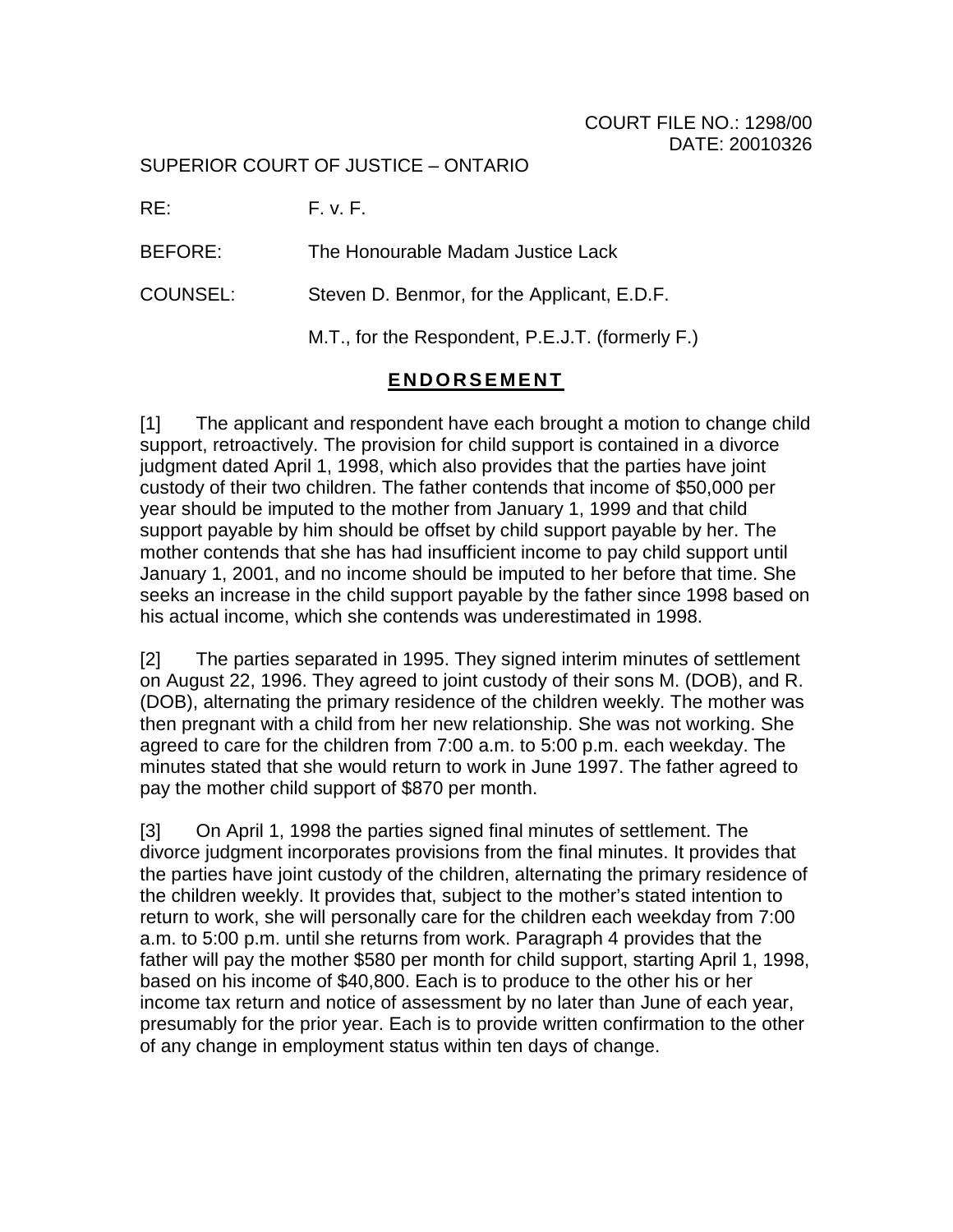COURT FILE NO.: 1298/00
DATE: 20010326

SUPERIOR COURT OF JUSTICE – ONTARIO

RE: F. v. F.

BEFORE: The Honourable Madam Justice Lack

COUNSEL: Steven D. Benmor, for the Applicant, E.D.F.

M.T., for the Respondent, P.E.J.T. (formerly F.)

## ENDORSEMENT

[1] The applicant and respondent have each brought a motion to change child support, retroactively. The provision for child support is contained in a divorce judgment dated April 1, 1998, which also provides that the parties have joint custody of their two children. The father contends that income of $50,000 per year should be imputed to the mother from January 1, 1999 and that child support payable by him should be offset by child support payable by her. The mother contends that she has had insufficient income to pay child support until January 1, 2001, and no income should be imputed to her before that time. She seeks an increase in the child support payable by the father since 1998 based on his actual income, which she contends was underestimated in 1998.

[2] The parties separated in 1995. They signed interim minutes of settlement on August 22, 1996. They agreed to joint custody of their sons M. (DOB), and R. (DOB), alternating the primary residence of the children weekly. The mother was then pregnant with a child from her new relationship. She was not working. She agreed to care for the children from 7:00 a.m. to 5:00 p.m. each weekday. The minutes stated that she would return to work in June 1997. The father agreed to pay the mother child support of $870 per month.

[3] On April 1, 1998 the parties signed final minutes of settlement. The divorce judgment incorporates provisions from the final minutes. It provides that the parties have joint custody of the children, alternating the primary residence of the children weekly. It provides that, subject to the mother's stated intention to return to work, she will personally care for the children each weekday from 7:00 a.m. to 5:00 p.m. until she returns from work. Paragraph 4 provides that the father will pay the mother $580 per month for child support, starting April 1, 1998, based on his income of $40,800. Each is to produce to the other his or her income tax return and notice of assessment by no later than June of each year, presumably for the prior year. Each is to provide written confirmation to the other of any change in employment status within ten days of change.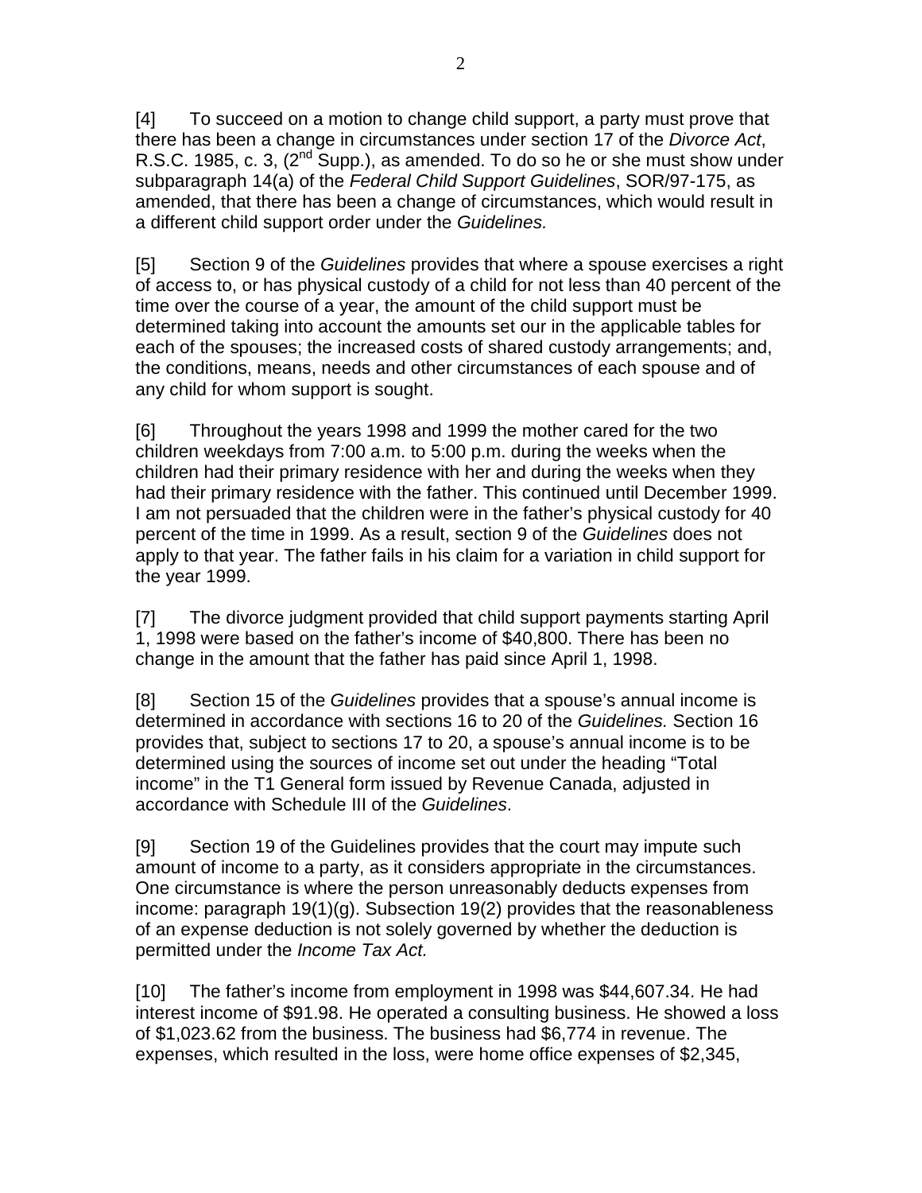[4] To succeed on a motion to change child support, a party must prove that there has been a change in circumstances under section 17 of the *Divorce Act*, R.S.C. 1985, c. 3, (2nd Supp.), as amended. To do so he or she must show under subparagraph 14(a) of the *Federal Child Support Guidelines*, SOR/97-175, as amended, that there has been a change of circumstances, which would result in a different child support order under the *Guidelines.*

[5] Section 9 of the *Guidelines* provides that where a spouse exercises a right of access to, or has physical custody of a child for not less than 40 percent of the time over the course of a year, the amount of the child support must be determined taking into account the amounts set our in the applicable tables for each of the spouses; the increased costs of shared custody arrangements; and, the conditions, means, needs and other circumstances of each spouse and of any child for whom support is sought.

[6] Throughout the years 1998 and 1999 the mother cared for the two children weekdays from 7:00 a.m. to 5:00 p.m. during the weeks when the children had their primary residence with her and during the weeks when they had their primary residence with the father. This continued until December 1999. I am not persuaded that the children were in the father's physical custody for 40 percent of the time in 1999. As a result, section 9 of the *Guidelines* does not apply to that year. The father fails in his claim for a variation in child support for the year 1999.

[7] The divorce judgment provided that child support payments starting April 1, 1998 were based on the father's income of $40,800. There has been no change in the amount that the father has paid since April 1, 1998.

[8] Section 15 of the *Guidelines* provides that a spouse's annual income is determined in accordance with sections 16 to 20 of the *Guidelines.* Section 16 provides that, subject to sections 17 to 20, a spouse's annual income is to be determined using the sources of income set out under the heading "Total income" in the T1 General form issued by Revenue Canada, adjusted in accordance with Schedule III of the *Guidelines*.

[9] Section 19 of the Guidelines provides that the court may impute such amount of income to a party, as it considers appropriate in the circumstances. One circumstance is where the person unreasonably deducts expenses from income: paragraph 19(1)(g). Subsection 19(2) provides that the reasonableness of an expense deduction is not solely governed by whether the deduction is permitted under the *Income Tax Act.*

[10] The father's income from employment in 1998 was $44,607.34. He had interest income of $91.98. He operated a consulting business. He showed a loss of $1,023.62 from the business. The business had $6,774 in revenue. The expenses, which resulted in the loss, were home office expenses of $2,345,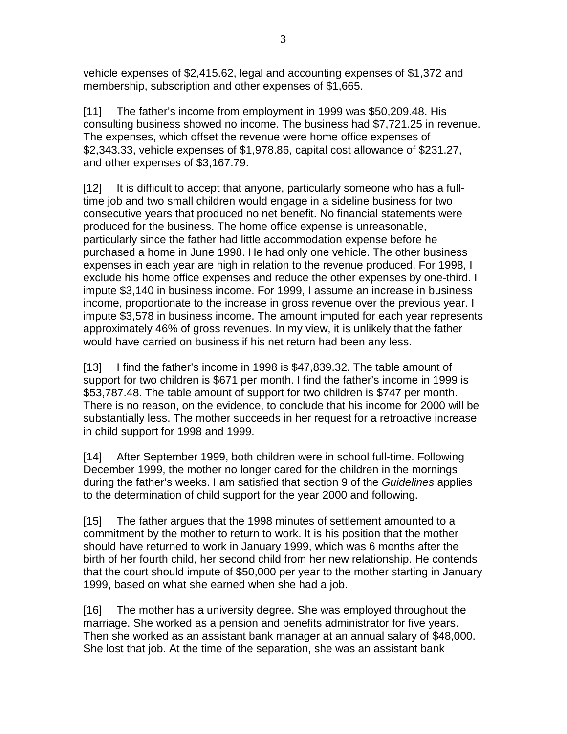vehicle expenses of $2,415.62, legal and accounting expenses of $1,372 and membership, subscription and other expenses of $1,665.

[11] The father's income from employment in 1999 was $50,209.48. His consulting business showed no income. The business had $7,721.25 in revenue. The expenses, which offset the revenue were home office expenses of $2,343.33, vehicle expenses of $1,978.86, capital cost allowance of $231.27, and other expenses of $3,167.79.

[12] It is difficult to accept that anyone, particularly someone who has a full-time job and two small children would engage in a sideline business for two consecutive years that produced no net benefit. No financial statements were produced for the business. The home office expense is unreasonable, particularly since the father had little accommodation expense before he purchased a home in June 1998. He had only one vehicle. The other business expenses in each year are high in relation to the revenue produced. For 1998, I exclude his home office expenses and reduce the other expenses by one-third. I impute $3,140 in business income. For 1999, I assume an increase in business income, proportionate to the increase in gross revenue over the previous year. I impute $3,578 in business income. The amount imputed for each year represents approximately 46% of gross revenues. In my view, it is unlikely that the father would have carried on business if his net return had been any less.

[13] I find the father's income in 1998 is $47,839.32. The table amount of support for two children is $671 per month. I find the father's income in 1999 is $53,787.48. The table amount of support for two children is $747 per month. There is no reason, on the evidence, to conclude that his income for 2000 will be substantially less. The mother succeeds in her request for a retroactive increase in child support for 1998 and 1999.

[14] After September 1999, both children were in school full-time. Following December 1999, the mother no longer cared for the children in the mornings during the father's weeks. I am satisfied that section 9 of the *Guidelines* applies to the determination of child support for the year 2000 and following.

[15] The father argues that the 1998 minutes of settlement amounted to a commitment by the mother to return to work. It is his position that the mother should have returned to work in January 1999, which was 6 months after the birth of her fourth child, her second child from her new relationship. He contends that the court should impute of $50,000 per year to the mother starting in January 1999, based on what she earned when she had a job.

[16] The mother has a university degree. She was employed throughout the marriage. She worked as a pension and benefits administrator for five years. Then she worked as an assistant bank manager at an annual salary of $48,000. She lost that job. At the time of the separation, she was an assistant bank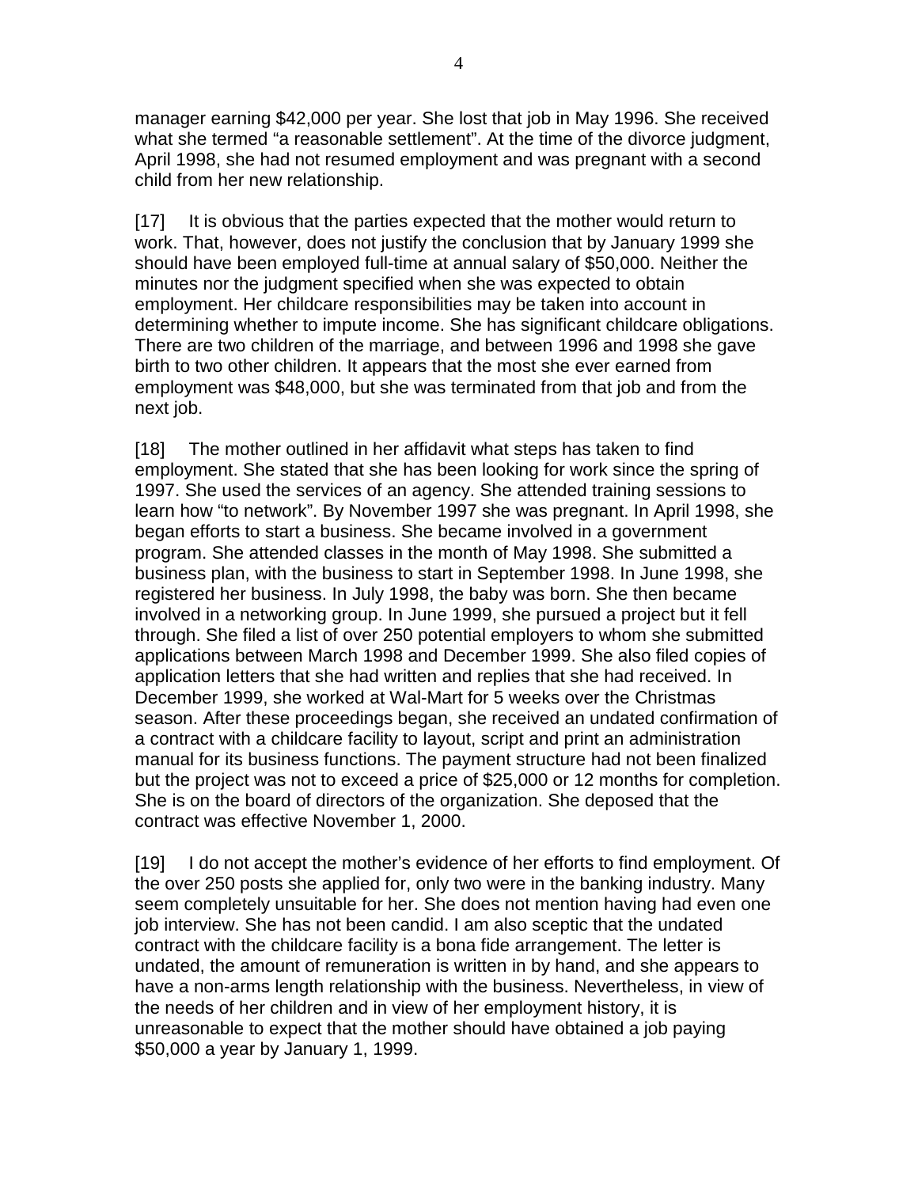manager earning $42,000 per year. She lost that job in May 1996. She received what she termed "a reasonable settlement". At the time of the divorce judgment, April 1998, she had not resumed employment and was pregnant with a second child from her new relationship.

[17] It is obvious that the parties expected that the mother would return to work. That, however, does not justify the conclusion that by January 1999 she should have been employed full-time at annual salary of $50,000. Neither the minutes nor the judgment specified when she was expected to obtain employment. Her childcare responsibilities may be taken into account in determining whether to impute income. She has significant childcare obligations. There are two children of the marriage, and between 1996 and 1998 she gave birth to two other children. It appears that the most she ever earned from employment was $48,000, but she was terminated from that job and from the next job.

[18] The mother outlined in her affidavit what steps has taken to find employment. She stated that she has been looking for work since the spring of 1997. She used the services of an agency. She attended training sessions to learn how "to network". By November 1997 she was pregnant. In April 1998, she began efforts to start a business. She became involved in a government program. She attended classes in the month of May 1998. She submitted a business plan, with the business to start in September 1998. In June 1998, she registered her business. In July 1998, the baby was born. She then became involved in a networking group. In June 1999, she pursued a project but it fell through. She filed a list of over 250 potential employers to whom she submitted applications between March 1998 and December 1999. She also filed copies of application letters that she had written and replies that she had received. In December 1999, she worked at Wal-Mart for 5 weeks over the Christmas season. After these proceedings began, she received an undated confirmation of a contract with a childcare facility to layout, script and print an administration manual for its business functions. The payment structure had not been finalized but the project was not to exceed a price of $25,000 or 12 months for completion. She is on the board of directors of the organization. She deposed that the contract was effective November 1, 2000.

[19] I do not accept the mother's evidence of her efforts to find employment. Of the over 250 posts she applied for, only two were in the banking industry. Many seem completely unsuitable for her. She does not mention having had even one job interview. She has not been candid. I am also sceptic that the undated contract with the childcare facility is a bona fide arrangement. The letter is undated, the amount of remuneration is written in by hand, and she appears to have a non-arms length relationship with the business. Nevertheless, in view of the needs of her children and in view of her employment history, it is unreasonable to expect that the mother should have obtained a job paying $50,000 a year by January 1, 1999.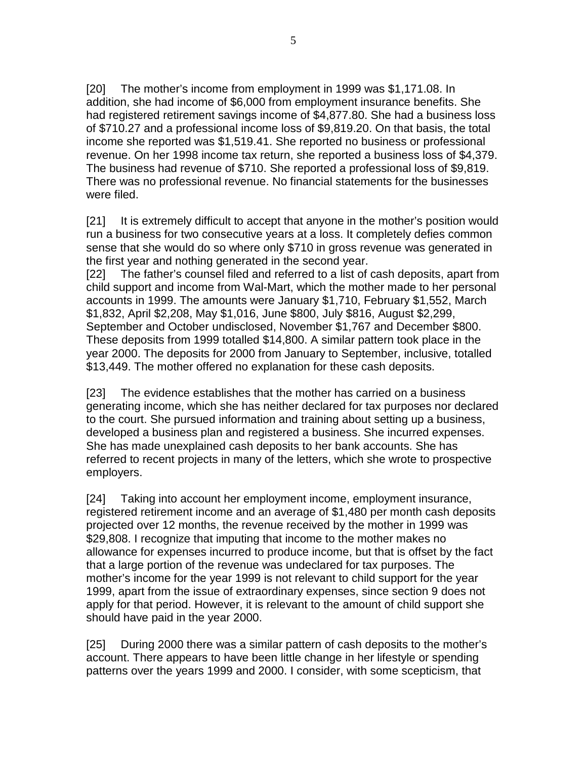[20] The mother's income from employment in 1999 was $1,171.08. In addition, she had income of $6,000 from employment insurance benefits. She had registered retirement savings income of $4,877.80. She had a business loss of $710.27 and a professional income loss of $9,819.20. On that basis, the total income she reported was $1,519.41. She reported no business or professional revenue. On her 1998 income tax return, she reported a business loss of $4,379. The business had revenue of $710. She reported a professional loss of $9,819. There was no professional revenue. No financial statements for the businesses were filed.

[21] It is extremely difficult to accept that anyone in the mother's position would run a business for two consecutive years at a loss. It completely defies common sense that she would do so where only $710 in gross revenue was generated in the first year and nothing generated in the second year.

[22] The father's counsel filed and referred to a list of cash deposits, apart from child support and income from Wal-Mart, which the mother made to her personal accounts in 1999. The amounts were January $1,710, February $1,552, March $1,832, April $2,208, May $1,016, June $800, July $816, August $2,299, September and October undisclosed, November $1,767 and December $800. These deposits from 1999 totalled $14,800. A similar pattern took place in the year 2000. The deposits for 2000 from January to September, inclusive, totalled $13,449. The mother offered no explanation for these cash deposits.

[23] The evidence establishes that the mother has carried on a business generating income, which she has neither declared for tax purposes nor declared to the court. She pursued information and training about setting up a business, developed a business plan and registered a business. She incurred expenses. She has made unexplained cash deposits to her bank accounts. She has referred to recent projects in many of the letters, which she wrote to prospective employers.

[24] Taking into account her employment income, employment insurance, registered retirement income and an average of $1,480 per month cash deposits projected over 12 months, the revenue received by the mother in 1999 was $29,808. I recognize that imputing that income to the mother makes no allowance for expenses incurred to produce income, but that is offset by the fact that a large portion of the revenue was undeclared for tax purposes. The mother's income for the year 1999 is not relevant to child support for the year 1999, apart from the issue of extraordinary expenses, since section 9 does not apply for that period. However, it is relevant to the amount of child support she should have paid in the year 2000.

[25] During 2000 there was a similar pattern of cash deposits to the mother's account. There appears to have been little change in her lifestyle or spending patterns over the years 1999 and 2000. I consider, with some scepticism, that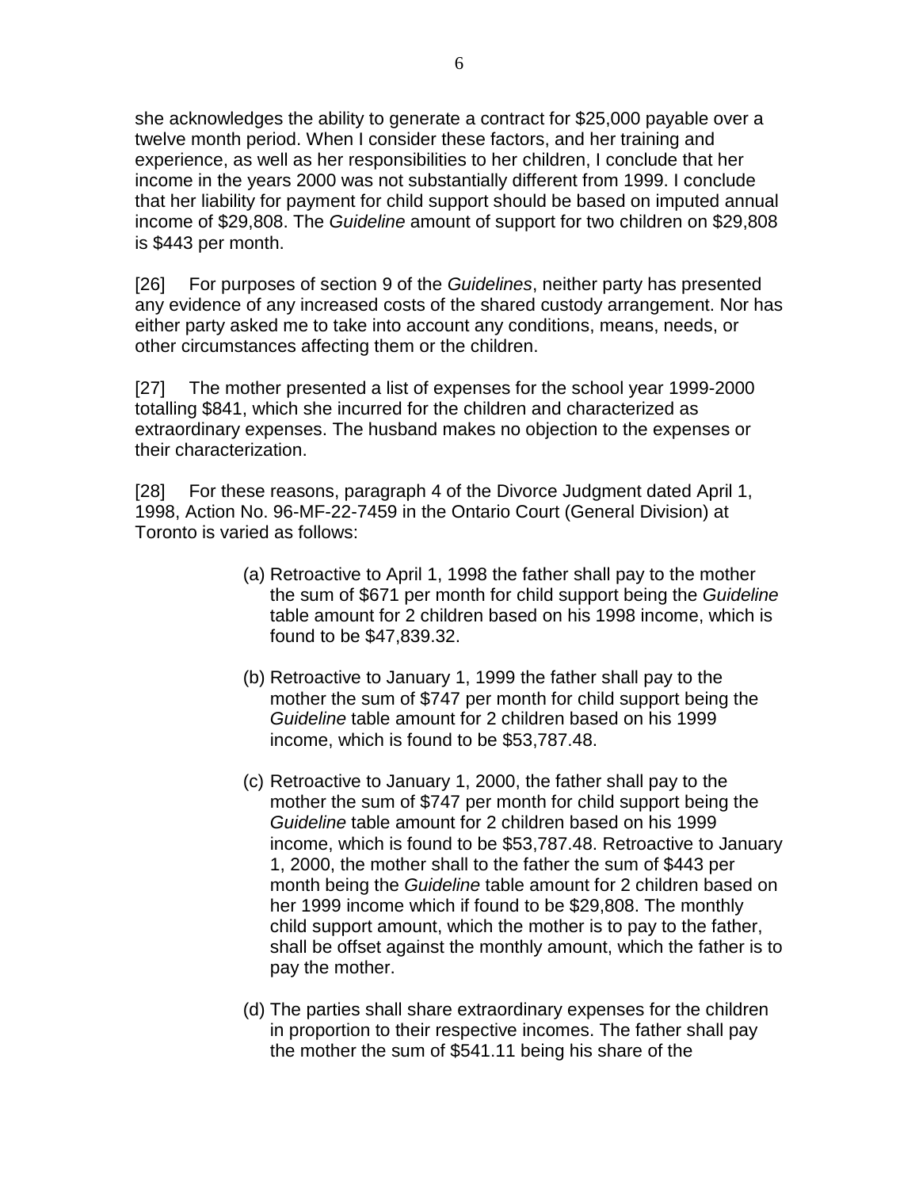she acknowledges the ability to generate a contract for $25,000 payable over a twelve month period. When I consider these factors, and her training and experience, as well as her responsibilities to her children, I conclude that her income in the years 2000 was not substantially different from 1999. I conclude that her liability for payment for child support should be based on imputed annual income of $29,808. The *Guideline* amount of support for two children on $29,808 is $443 per month.

[26] For purposes of section 9 of the *Guidelines*, neither party has presented any evidence of any increased costs of the shared custody arrangement. Nor has either party asked me to take into account any conditions, means, needs, or other circumstances affecting them or the children.

[27] The mother presented a list of expenses for the school year 1999-2000 totalling $841, which she incurred for the children and characterized as extraordinary expenses. The husband makes no objection to the expenses or their characterization.

[28] For these reasons, paragraph 4 of the Divorce Judgment dated April 1, 1998, Action No. 96-MF-22-7459 in the Ontario Court (General Division) at Toronto is varied as follows:

(a) Retroactive to April 1, 1998 the father shall pay to the mother the sum of $671 per month for child support being the *Guideline* table amount for 2 children based on his 1998 income, which is found to be $47,839.32.

(b) Retroactive to January 1, 1999 the father shall pay to the mother the sum of $747 per month for child support being the *Guideline* table amount for 2 children based on his 1999 income, which is found to be $53,787.48.

(c) Retroactive to January 1, 2000, the father shall pay to the mother the sum of $747 per month for child support being the *Guideline* table amount for 2 children based on his 1999 income, which is found to be $53,787.48. Retroactive to January 1, 2000, the mother shall to the father the sum of $443 per month being the *Guideline* table amount for 2 children based on her 1999 income which if found to be $29,808. The monthly child support amount, which the mother is to pay to the father, shall be offset against the monthly amount, which the father is to pay the mother.

(d) The parties shall share extraordinary expenses for the children in proportion to their respective incomes. The father shall pay the mother the sum of $541.11 being his share of the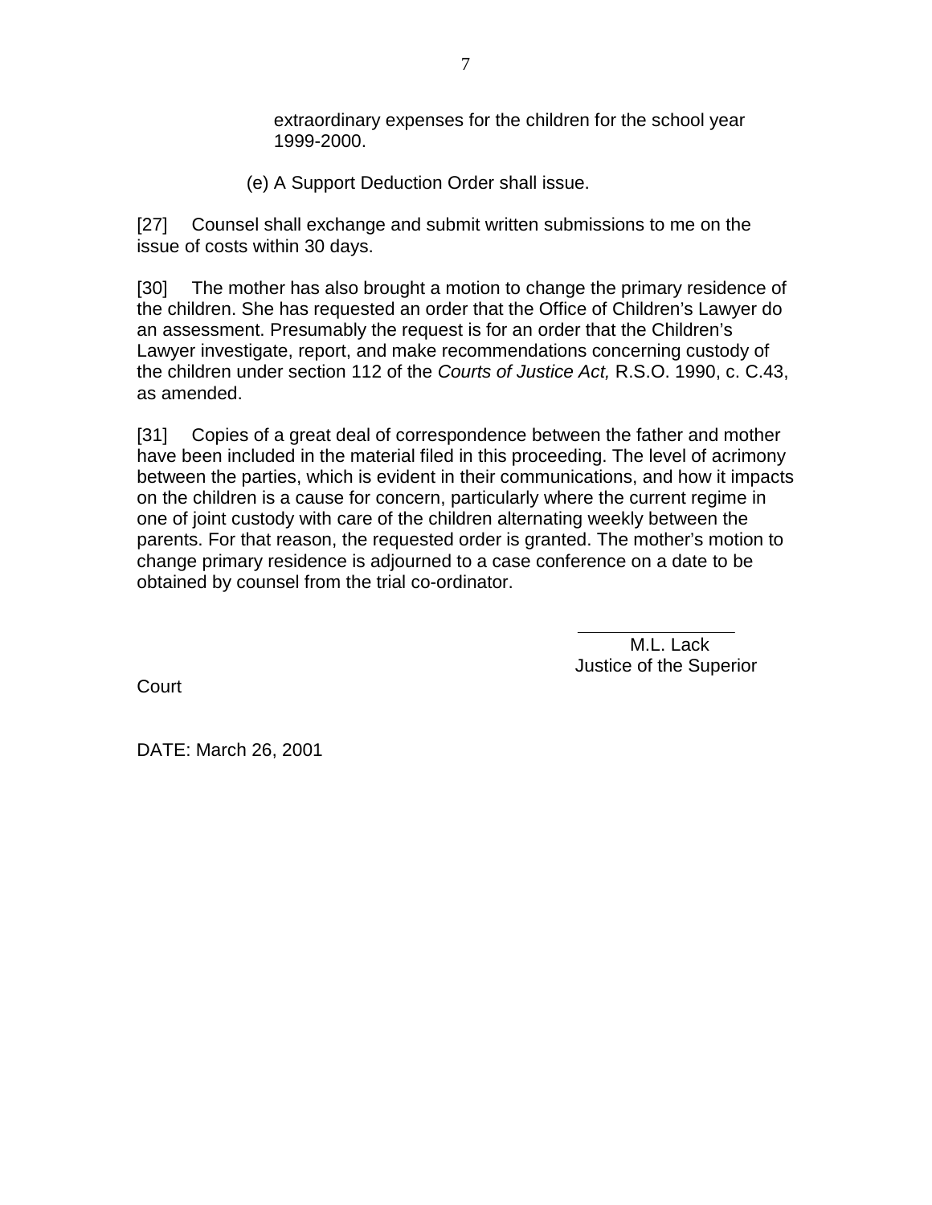extraordinary expenses for the children for the school year 1999-2000.

(e) A Support Deduction Order shall issue.

[27] Counsel shall exchange and submit written submissions to me on the issue of costs within 30 days.

[30] The mother has also brought a motion to change the primary residence of the children. She has requested an order that the Office of Children's Lawyer do an assessment. Presumably the request is for an order that the Children's Lawyer investigate, report, and make recommendations concerning custody of the children under section 112 of the *Courts of Justice Act,* R.S.O. 1990, c. C.43, as amended.

[31] Copies of a great deal of correspondence between the father and mother have been included in the material filed in this proceeding. The level of acrimony between the parties, which is evident in their communications, and how it impacts on the children is a cause for concern, particularly where the current regime in one of joint custody with care of the children alternating weekly between the parents. For that reason, the requested order is granted. The mother's motion to change primary residence is adjourned to a case conference on a date to be obtained by counsel from the trial co-ordinator.

M.L. Lack
Justice of the Superior Court

DATE: March 26, 2001